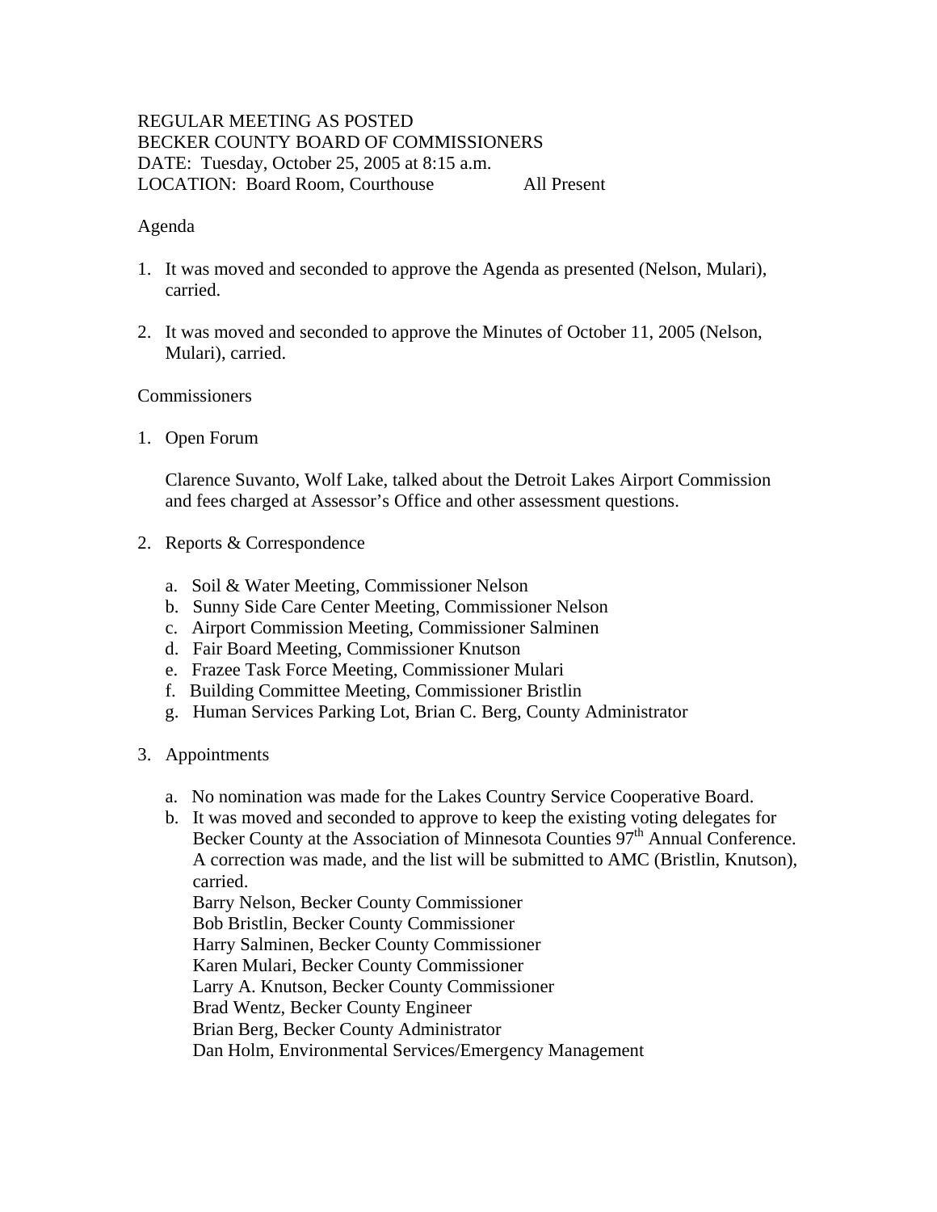REGULAR MEETING AS POSTED
BECKER COUNTY BOARD OF COMMISSIONERS
DATE: Tuesday, October 25, 2005 at 8:15 a.m.
LOCATION: Board Room, Courthouse All Present

Agenda

1. It was moved and seconded to approve the Agenda as presented (Nelson, Mulari), carried.

2. It was moved and seconded to approve the Minutes of October 11, 2005 (Nelson, Mulari), carried.

Commissioners

1. Open Forum

   Clarence Suvanto, Wolf Lake, talked about the Detroit Lakes Airport Commission and fees charged at Assessor's Office and other assessment questions.

2. Reports & Correspondence

   a. Soil & Water Meeting, Commissioner Nelson
   b. Sunny Side Care Center Meeting, Commissioner Nelson
   c. Airport Commission Meeting, Commissioner Salminen
   d. Fair Board Meeting, Commissioner Knutson
   e. Frazee Task Force Meeting, Commissioner Mulari
   f. Building Committee Meeting, Commissioner Bristlin
   g. Human Services Parking Lot, Brian C. Berg, County Administrator

3. Appointments

   a. No nomination was made for the Lakes Country Service Cooperative Board.
   b. It was moved and seconded to approve to keep the existing voting delegates for Becker County at the Association of Minnesota Counties 97th Annual Conference. A correction was made, and the list will be submitted to AMC (Bristlin, Knutson), carried.
      Barry Nelson, Becker County Commissioner
      Bob Bristlin, Becker County Commissioner
      Harry Salminen, Becker County Commissioner
      Karen Mulari, Becker County Commissioner
      Larry A. Knutson, Becker County Commissioner
      Brad Wentz, Becker County Engineer
      Brian Berg, Becker County Administrator
      Dan Holm, Environmental Services/Emergency Management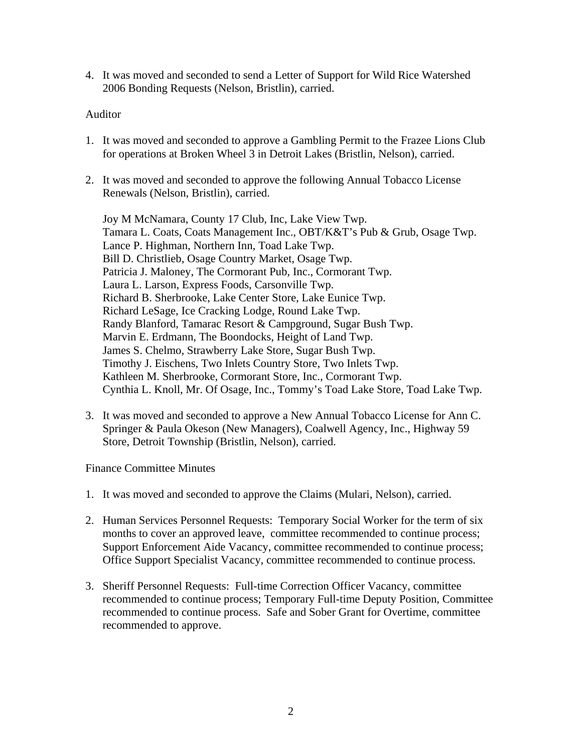4. It was moved and seconded to send a Letter of Support for Wild Rice Watershed 2006 Bonding Requests (Nelson, Bristlin), carried.

Auditor

1. It was moved and seconded to approve a Gambling Permit to the Frazee Lions Club for operations at Broken Wheel 3 in Detroit Lakes (Bristlin, Nelson), carried.

2. It was moved and seconded to approve the following Annual Tobacco License Renewals (Nelson, Bristlin), carried.

   Joy M McNamara, County 17 Club, Inc, Lake View Twp.
   Tamara L. Coats, Coats Management Inc., OBT/K&T's Pub & Grub, Osage Twp.
   Lance P. Highman, Northern Inn, Toad Lake Twp.
   Bill D. Christlieb, Osage Country Market, Osage Twp.
   Patricia J. Maloney, The Cormorant Pub, Inc., Cormorant Twp.
   Laura L. Larson, Express Foods, Carsonville Twp.
   Richard B. Sherbrooke, Lake Center Store, Lake Eunice Twp.
   Richard LeSage, Ice Cracking Lodge, Round Lake Twp.
   Randy Blanford, Tamarac Resort & Campground, Sugar Bush Twp.
   Marvin E. Erdmann, The Boondocks, Height of Land Twp.
   James S. Chelmo, Strawberry Lake Store, Sugar Bush Twp.
   Timothy J. Eischens, Two Inlets Country Store, Two Inlets Twp.
   Kathleen M. Sherbrooke, Cormorant Store, Inc., Cormorant Twp.
   Cynthia L. Knoll, Mr. Of Osage, Inc., Tommy's Toad Lake Store, Toad Lake Twp.

3. It was moved and seconded to approve a New Annual Tobacco License for Ann C. Springer & Paula Okeson (New Managers), Coalwell Agency, Inc., Highway 59 Store, Detroit Township (Bristlin, Nelson), carried.

Finance Committee Minutes

1. It was moved and seconded to approve the Claims (Mulari, Nelson), carried.

2. Human Services Personnel Requests: Temporary Social Worker for the term of six months to cover an approved leave, committee recommended to continue process; Support Enforcement Aide Vacancy, committee recommended to continue process; Office Support Specialist Vacancy, committee recommended to continue process.

3. Sheriff Personnel Requests: Full-time Correction Officer Vacancy, committee recommended to continue process; Temporary Full-time Deputy Position, Committee recommended to continue process. Safe and Sober Grant for Overtime, committee recommended to approve.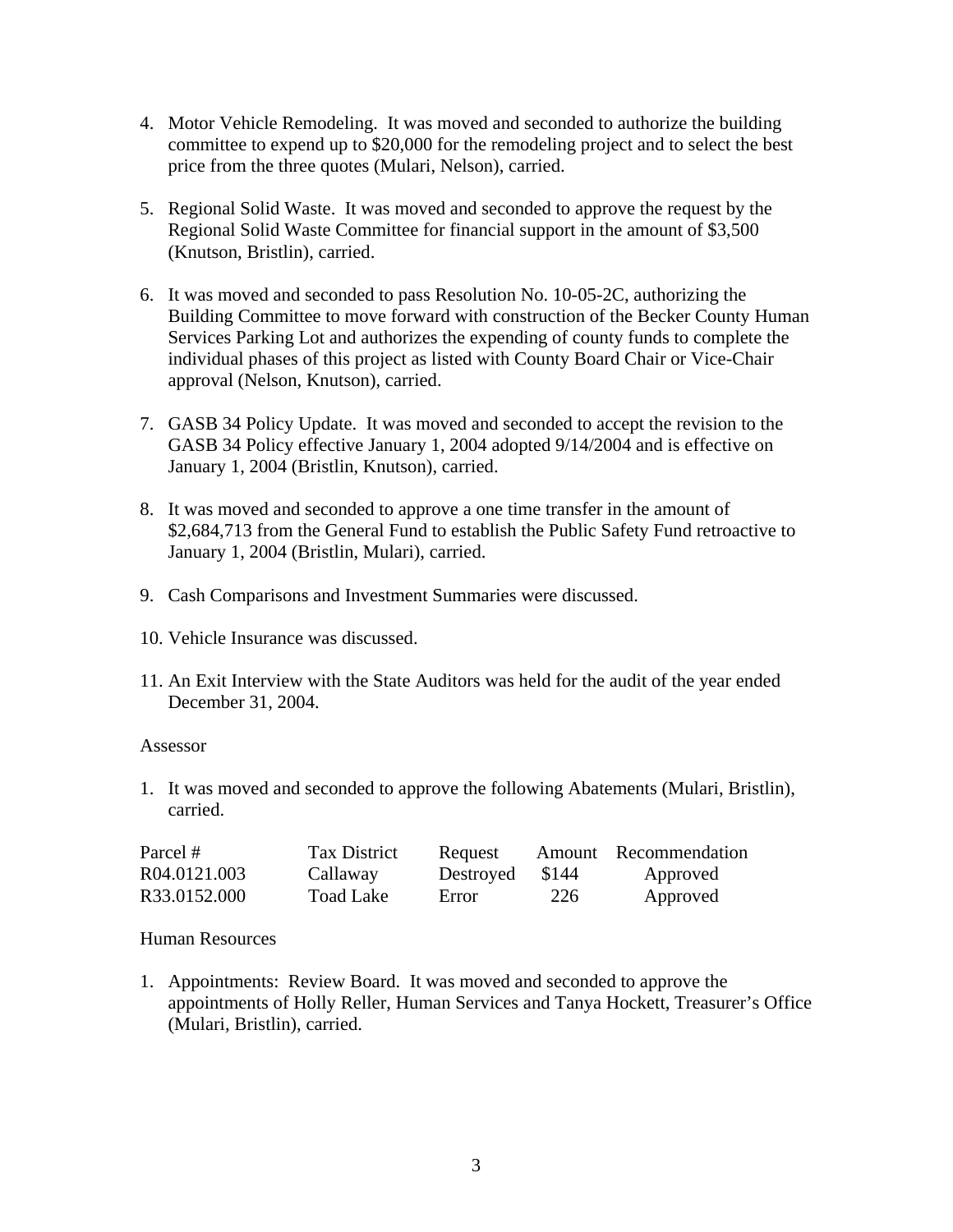4. Motor Vehicle Remodeling. It was moved and seconded to authorize the building committee to expend up to $20,000 for the remodeling project and to select the best price from the three quotes (Mulari, Nelson), carried.

5. Regional Solid Waste. It was moved and seconded to approve the request by the Regional Solid Waste Committee for financial support in the amount of $3,500 (Knutson, Bristlin), carried.

6. It was moved and seconded to pass Resolution No. 10-05-2C, authorizing the Building Committee to move forward with construction of the Becker County Human Services Parking Lot and authorizes the expending of county funds to complete the individual phases of this project as listed with County Board Chair or Vice-Chair approval (Nelson, Knutson), carried.

7. GASB 34 Policy Update. It was moved and seconded to accept the revision to the GASB 34 Policy effective January 1, 2004 adopted 9/14/2004 and is effective on January 1, 2004 (Bristlin, Knutson), carried.

8. It was moved and seconded to approve a one time transfer in the amount of $2,684,713 from the General Fund to establish the Public Safety Fund retroactive to January 1, 2004 (Bristlin, Mulari), carried.

9. Cash Comparisons and Investment Summaries were discussed.

10. Vehicle Insurance was discussed.

11. An Exit Interview with the State Auditors was held for the audit of the year ended December 31, 2004.

Assessor

1. It was moved and seconded to approve the following Abatements (Mulari, Bristlin), carried.

| Parcel # | Tax District | Request | Amount | Recommendation |
|---|---|---|---|---|
| R04.0121.003 | Callaway | Destroyed | $144 | Approved |
| R33.0152.000 | Toad Lake | Error | 226 | Approved |

Human Resources

1. Appointments: Review Board. It was moved and seconded to approve the appointments of Holly Reller, Human Services and Tanya Hockett, Treasurer's Office (Mulari, Bristlin), carried.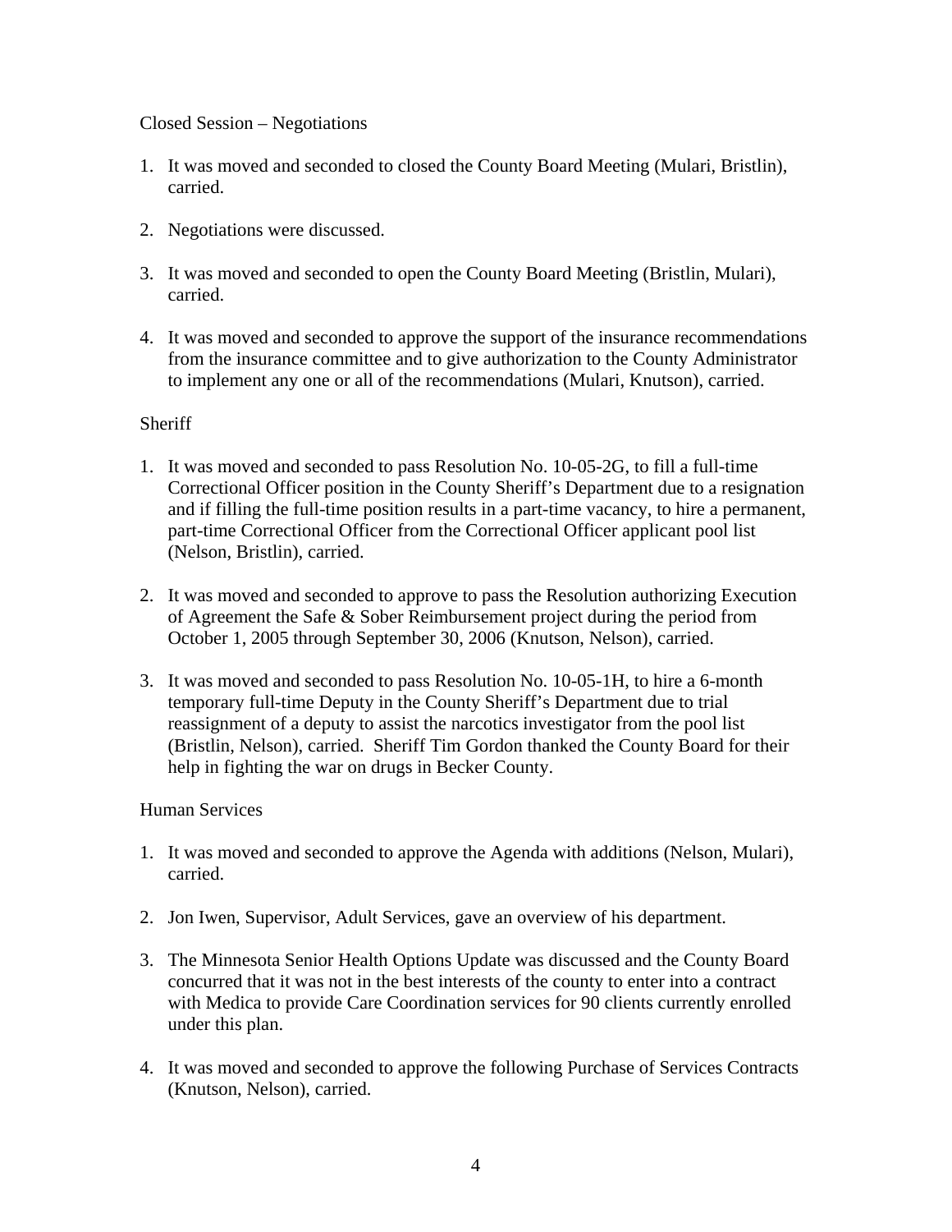Closed Session – Negotiations

1. It was moved and seconded to closed the County Board Meeting (Mulari, Bristlin), carried.

2. Negotiations were discussed.

3. It was moved and seconded to open the County Board Meeting (Bristlin, Mulari), carried.

4. It was moved and seconded to approve the support of the insurance recommendations from the insurance committee and to give authorization to the County Administrator to implement any one or all of the recommendations (Mulari, Knutson), carried.

Sheriff

1. It was moved and seconded to pass Resolution No. 10-05-2G, to fill a full-time Correctional Officer position in the County Sheriff's Department due to a resignation and if filling the full-time position results in a part-time vacancy, to hire a permanent, part-time Correctional Officer from the Correctional Officer applicant pool list (Nelson, Bristlin), carried.

2. It was moved and seconded to approve to pass the Resolution authorizing Execution of Agreement the Safe & Sober Reimbursement project during the period from October 1, 2005 through September 30, 2006 (Knutson, Nelson), carried.

3. It was moved and seconded to pass Resolution No. 10-05-1H, to hire a 6-month temporary full-time Deputy in the County Sheriff's Department due to trial reassignment of a deputy to assist the narcotics investigator from the pool list (Bristlin, Nelson), carried. Sheriff Tim Gordon thanked the County Board for their help in fighting the war on drugs in Becker County.

Human Services

1. It was moved and seconded to approve the Agenda with additions (Nelson, Mulari), carried.

2. Jon Iwen, Supervisor, Adult Services, gave an overview of his department.

3. The Minnesota Senior Health Options Update was discussed and the County Board concurred that it was not in the best interests of the county to enter into a contract with Medica to provide Care Coordination services for 90 clients currently enrolled under this plan.

4. It was moved and seconded to approve the following Purchase of Services Contracts (Knutson, Nelson), carried.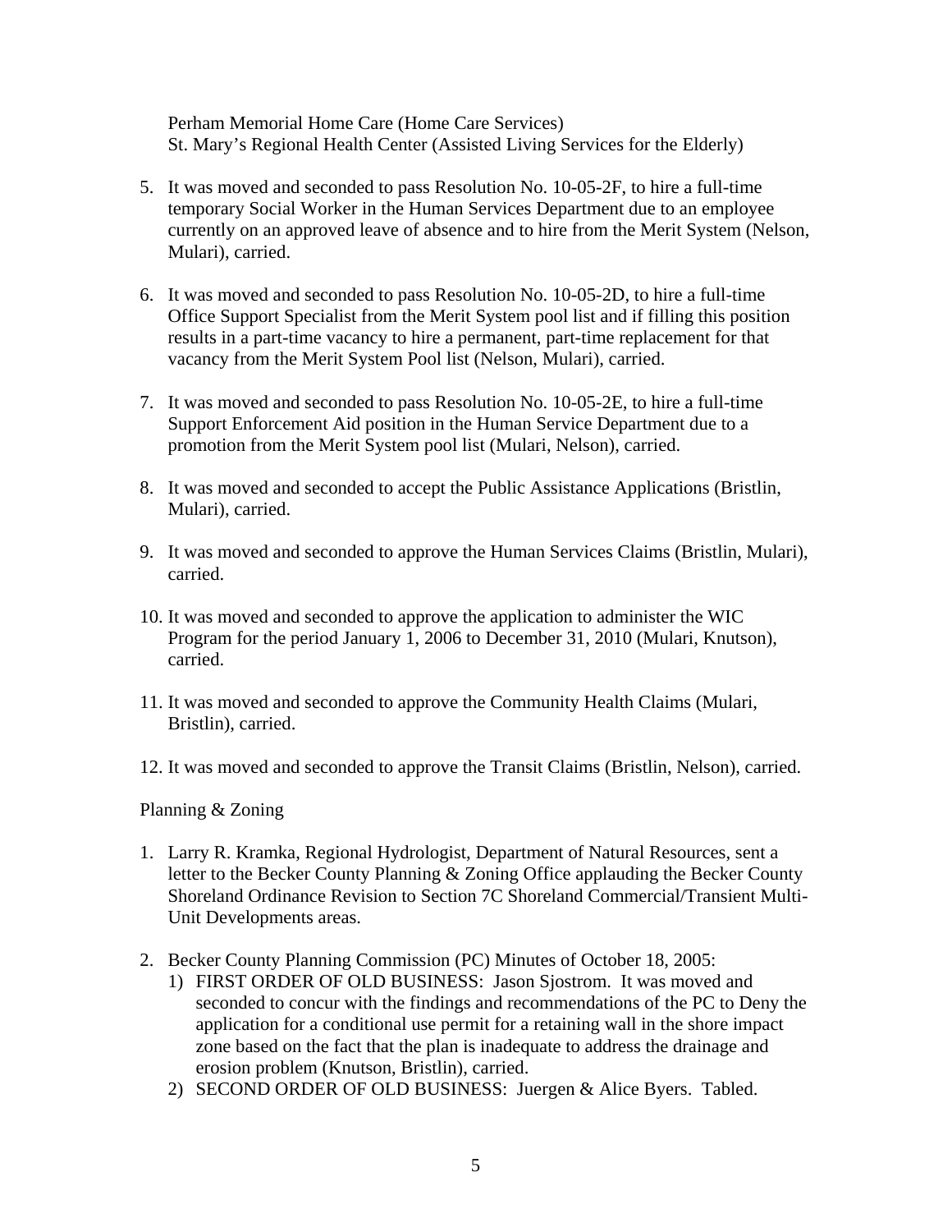Perham Memorial Home Care (Home Care Services)
St. Mary's Regional Health Center (Assisted Living Services for the Elderly)

5. It was moved and seconded to pass Resolution No. 10-05-2F, to hire a full-time temporary Social Worker in the Human Services Department due to an employee currently on an approved leave of absence and to hire from the Merit System (Nelson, Mulari), carried.

6. It was moved and seconded to pass Resolution No. 10-05-2D, to hire a full-time Office Support Specialist from the Merit System pool list and if filling this position results in a part-time vacancy to hire a permanent, part-time replacement for that vacancy from the Merit System Pool list (Nelson, Mulari), carried.

7. It was moved and seconded to pass Resolution No. 10-05-2E, to hire a full-time Support Enforcement Aid position in the Human Service Department due to a promotion from the Merit System pool list (Mulari, Nelson), carried.

8. It was moved and seconded to accept the Public Assistance Applications (Bristlin, Mulari), carried.

9. It was moved and seconded to approve the Human Services Claims (Bristlin, Mulari), carried.

10. It was moved and seconded to approve the application to administer the WIC Program for the period January 1, 2006 to December 31, 2010 (Mulari, Knutson), carried.

11. It was moved and seconded to approve the Community Health Claims (Mulari, Bristlin), carried.

12. It was moved and seconded to approve the Transit Claims (Bristlin, Nelson), carried.

Planning & Zoning

1. Larry R. Kramka, Regional Hydrologist, Department of Natural Resources, sent a letter to the Becker County Planning & Zoning Office applauding the Becker County Shoreland Ordinance Revision to Section 7C Shoreland Commercial/Transient Multi-Unit Developments areas.

2. Becker County Planning Commission (PC) Minutes of October 18, 2005:
   1) FIRST ORDER OF OLD BUSINESS: Jason Sjostrom. It was moved and seconded to concur with the findings and recommendations of the PC to Deny the application for a conditional use permit for a retaining wall in the shore impact zone based on the fact that the plan is inadequate to address the drainage and erosion problem (Knutson, Bristlin), carried.
   2) SECOND ORDER OF OLD BUSINESS: Juergen & Alice Byers. Tabled.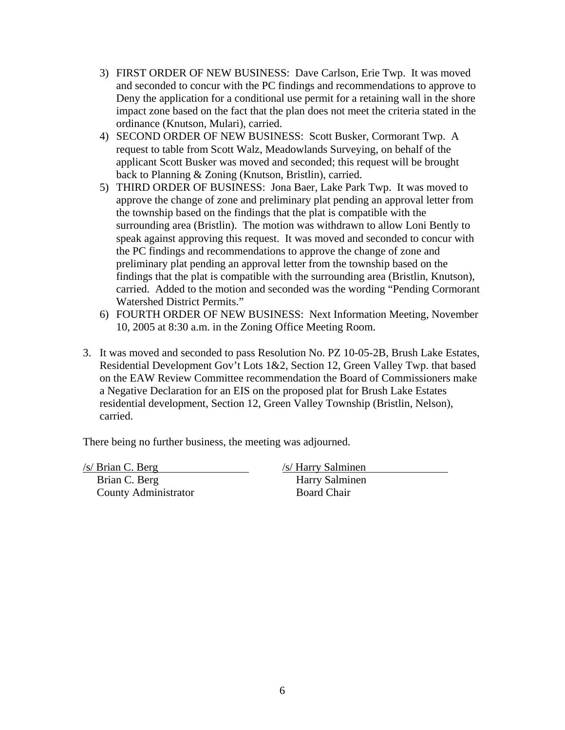3) FIRST ORDER OF NEW BUSINESS: Dave Carlson, Erie Twp. It was moved and seconded to concur with the PC findings and recommendations to approve to Deny the application for a conditional use permit for a retaining wall in the shore impact zone based on the fact that the plan does not meet the criteria stated in the ordinance (Knutson, Mulari), carried.
4) SECOND ORDER OF NEW BUSINESS: Scott Busker, Cormorant Twp. A request to table from Scott Walz, Meadowlands Surveying, on behalf of the applicant Scott Busker was moved and seconded; this request will be brought back to Planning & Zoning (Knutson, Bristlin), carried.
5) THIRD ORDER OF BUSINESS: Jona Baer, Lake Park Twp. It was moved to approve the change of zone and preliminary plat pending an approval letter from the township based on the findings that the plat is compatible with the surrounding area (Bristlin). The motion was withdrawn to allow Loni Bently to speak against approving this request. It was moved and seconded to concur with the PC findings and recommendations to approve the change of zone and preliminary plat pending an approval letter from the township based on the findings that the plat is compatible with the surrounding area (Bristlin, Knutson), carried. Added to the motion and seconded was the wording "Pending Cormorant Watershed District Permits."
6) FOURTH ORDER OF NEW BUSINESS: Next Information Meeting, November 10, 2005 at 8:30 a.m. in the Zoning Office Meeting Room.

3. It was moved and seconded to pass Resolution No. PZ 10-05-2B, Brush Lake Estates, Residential Development Gov't Lots 1&2, Section 12, Green Valley Twp. that based on the EAW Review Committee recommendation the Board of Commissioners make a Negative Declaration for an EIS on the proposed plat for Brush Lake Estates residential development, Section 12, Green Valley Township (Bristlin, Nelson), carried.

There being no further business, the meeting was adjourned.

| | |
|---|---|
| /s/ Brian C. Berg | /s/ Harry Salminen |
| Brian C. Berg | Harry Salminen |
| County Administrator | Board Chair |